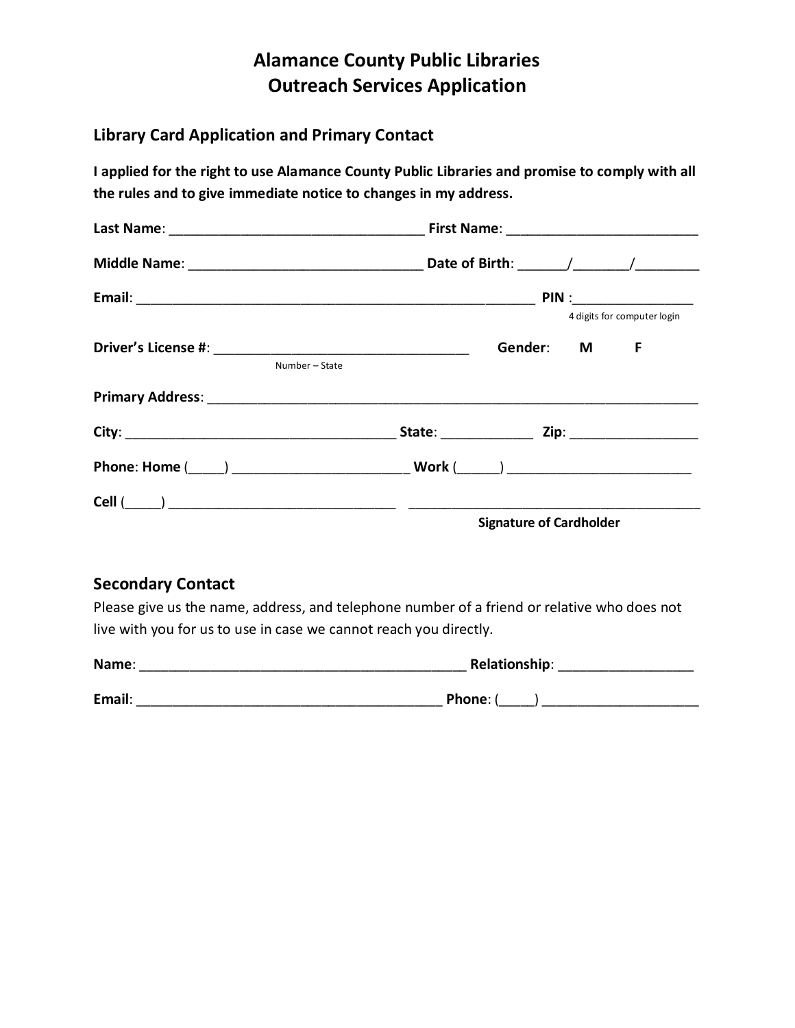# Alamance County Public Libraries
# Outreach Services Application

## Library Card Application and Primary Contact

**I applied for the right to use Alamance County Public Libraries and promise to comply with all the rules and to give immediate notice to changes in my address.**

**Last Name**: ________________________________ **First Name**: ________________________

**Middle Name**: _____________________________ **Date of Birth**: ______/_______/________

**Email**: ____________________________________________________ **PIN** :_______________
4 digits for computer login

**Driver's License #**: ________________________________ **Gender**: **M** **F**
Number – State

**Primary Address**: ______________________________________________________________

**City**: __________________________________ **State**: ___________ **Zip**: ________________

**Phone**: **Home** (_____) _______________________ **Work** (______) ________________________

**Cell** (_____) ____________________________ ______________________________________
**Signature of Cardholder**

## Secondary Contact

Please give us the name, address, and telephone number of a friend or relative who does not live with you for us to use in case we cannot reach you directly.

**Name**: __________________________________________ **Relationship**: _________________

**Email**: ______________________________________ **Phone**: (_____) ____________________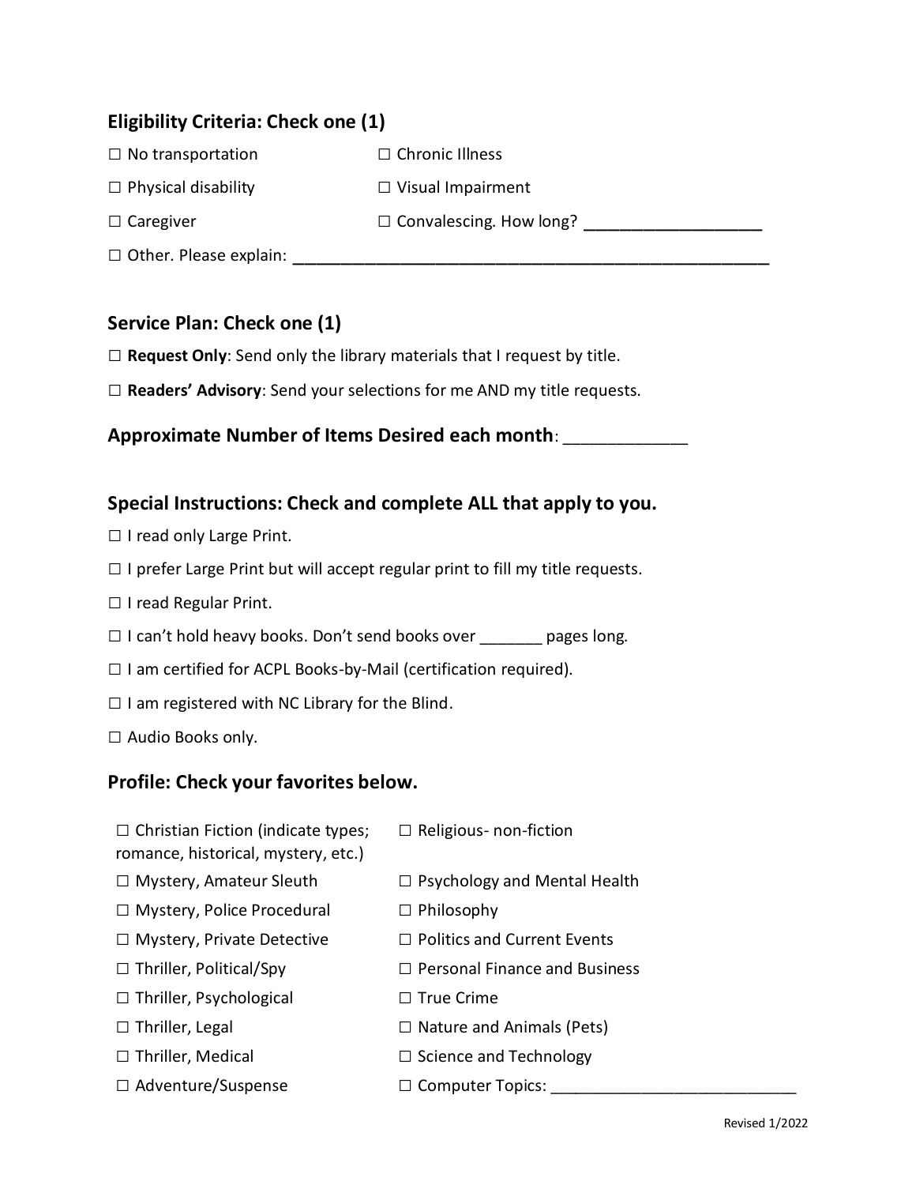## Eligibility Criteria: Check one (1)

☐ No transportation

☐ Chronic Illness

☐ Physical disability

☐ Visual Impairment

☐ Caregiver

☐ Convalescing. How long? ___________________

☐ Other. Please explain: _____________________________________________________

## Service Plan: Check one (1)

☐ **Request Only**: Send only the library materials that I request by title.

☐ **Readers' Advisory**: Send your selections for me AND my title requests.

## Approximate Number of Items Desired each month: _____________

## Special Instructions: Check and complete ALL that apply to you.

☐ I read only Large Print.

☐ I prefer Large Print but will accept regular print to fill my title requests.

☐ I read Regular Print.

☐ I can't hold heavy books. Don't send books over _______ pages long.

☐ I am certified for ACPL Books-by-Mail (certification required).

☐ I am registered with NC Library for the Blind.

☐ Audio Books only.

## Profile: Check your favorites below.

☐ Christian Fiction (indicate types; romance, historical, mystery, etc.)

☐ Mystery, Amateur Sleuth

☐ Mystery, Police Procedural

☐ Mystery, Private Detective

☐ Thriller, Political/Spy

☐ Thriller, Psychological

☐ Thriller, Legal

☐ Thriller, Medical

☐ Adventure/Suspense

☐ Religious- non-fiction

☐ Psychology and Mental Health

☐ Philosophy

☐ Politics and Current Events

☐ Personal Finance and Business

☐ True Crime

☐ Nature and Animals (Pets)

☐ Science and Technology

☐ Computer Topics: ____________________________

Revised 1/2022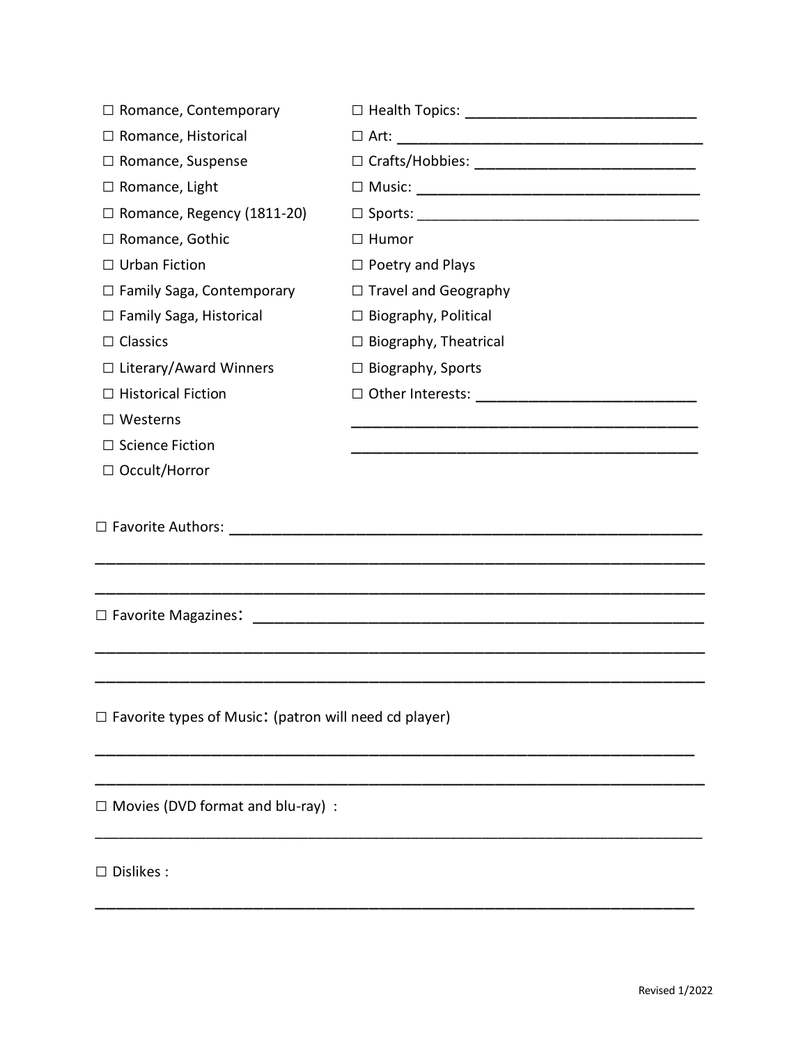☐ Romance, Contemporary
☐ Romance, Historical
☐ Romance, Suspense
☐ Romance, Light
☐ Romance, Regency (1811-20)
☐ Romance, Gothic
☐ Urban Fiction
☐ Family Saga, Contemporary
☐ Family Saga, Historical
☐ Classics
☐ Literary/Award Winners
☐ Historical Fiction
☐ Westerns
☐ Science Fiction
☐ Occult/Horror

☐ Health Topics: ____________________________
☐ Art: ____________________________________
☐ Crafts/Hobbies: ___________________________
☐ Music: __________________________________
☐ Sports: __________________________________
☐ Humor
☐ Poetry and Plays
☐ Travel and Geography
☐ Biography, Political
☐ Biography, Theatrical
☐ Biography, Sports
☐ Other Interests: ___________________________
__________________________________________
__________________________________________

☐ Favorite Authors: _________________________________________________________
______________________________________________________________________
______________________________________________________________________

☐ Favorite Magazines: _______________________________________________________
______________________________________________________________________
______________________________________________________________________

☐ Favorite types of Music: (patron will need cd player)
______________________________________________________________________
______________________________________________________________________

☐ Movies (DVD format and blu-ray) :
______________________________________________________________________

☐ Dislikes :
______________________________________________________________________

Revised 1/2022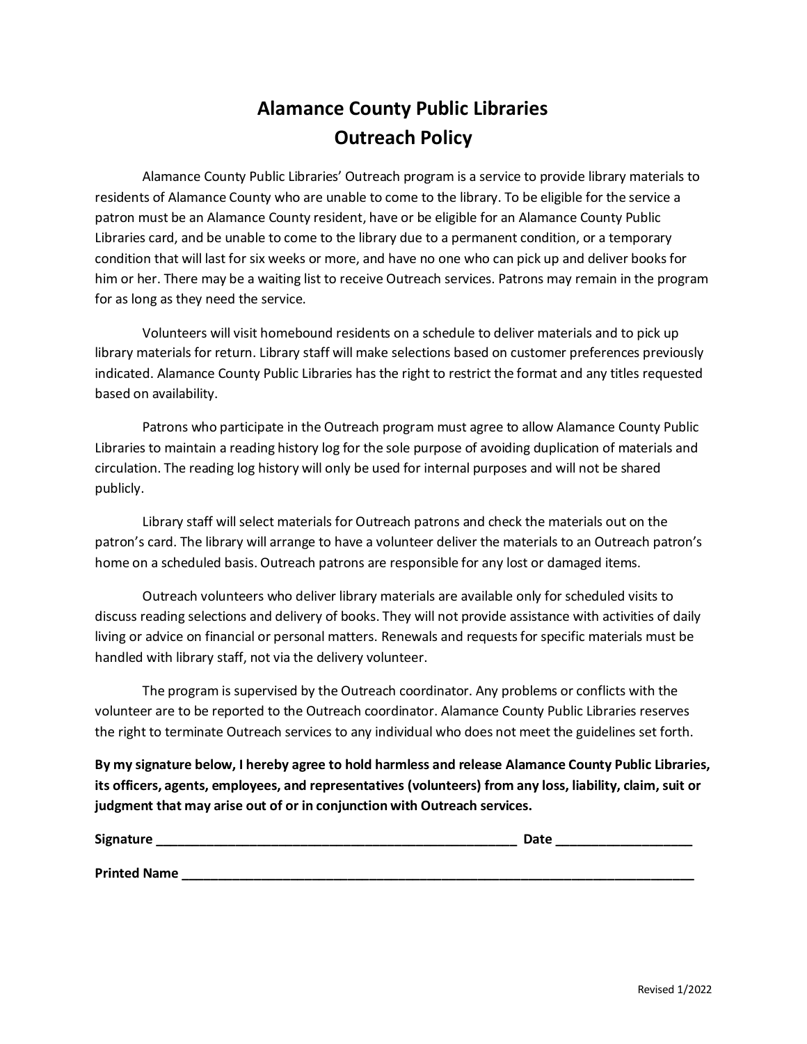# Alamance County Public Libraries
# Outreach Policy

Alamance County Public Libraries' Outreach program is a service to provide library materials to residents of Alamance County who are unable to come to the library. To be eligible for the service a patron must be an Alamance County resident, have or be eligible for an Alamance County Public Libraries card, and be unable to come to the library due to a permanent condition, or a temporary condition that will last for six weeks or more, and have no one who can pick up and deliver books for him or her. There may be a waiting list to receive Outreach services. Patrons may remain in the program for as long as they need the service.

Volunteers will visit homebound residents on a schedule to deliver materials and to pick up library materials for return. Library staff will make selections based on customer preferences previously indicated. Alamance County Public Libraries has the right to restrict the format and any titles requested based on availability.

Patrons who participate in the Outreach program must agree to allow Alamance County Public Libraries to maintain a reading history log for the sole purpose of avoiding duplication of materials and circulation. The reading log history will only be used for internal purposes and will not be shared publicly.

Library staff will select materials for Outreach patrons and check the materials out on the patron's card. The library will arrange to have a volunteer deliver the materials to an Outreach patron's home on a scheduled basis. Outreach patrons are responsible for any lost or damaged items.

Outreach volunteers who deliver library materials are available only for scheduled visits to discuss reading selections and delivery of books. They will not provide assistance with activities of daily living or advice on financial or personal matters. Renewals and requests for specific materials must be handled with library staff, not via the delivery volunteer.

The program is supervised by the Outreach coordinator. Any problems or conflicts with the volunteer are to be reported to the Outreach coordinator. Alamance County Public Libraries reserves the right to terminate Outreach services to any individual who does not meet the guidelines set forth.

**By my signature below, I hereby agree to hold harmless and release Alamance County Public Libraries, its officers, agents, employees, and representatives (volunteers) from any loss, liability, claim, suit or judgment that may arise out of or in conjunction with Outreach services.**

**Signature** ______________________________________________ **Date** __________________

**Printed Name** ______________________________________________________________________

Revised 1/2022